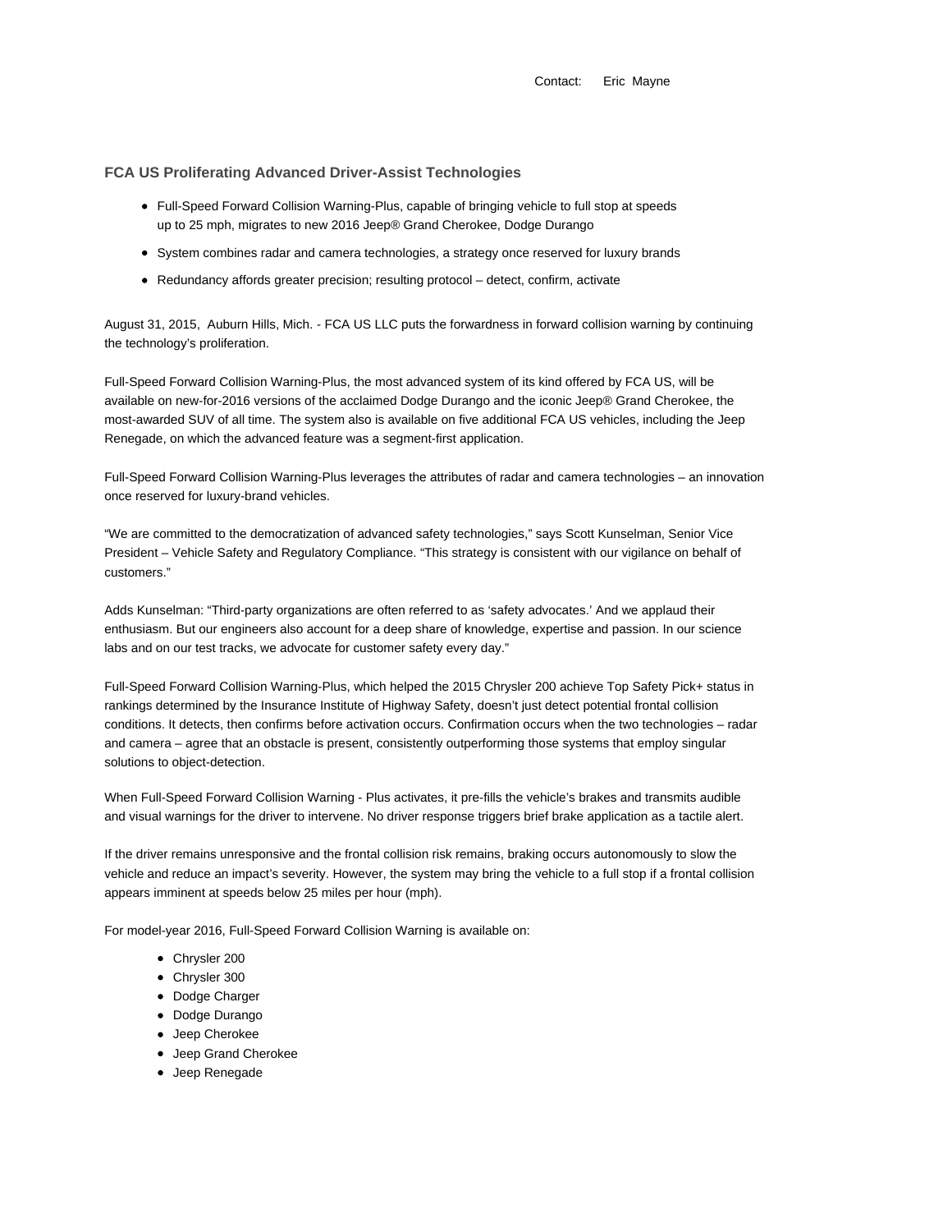Contact: Eric Mayne

## FCA US Proliferating Advanced Driver-Assist Technologies

- Full-Speed Forward Collision Warning-Plus, capable of bringing vehicle to full stop at speeds up to 25 mph, migrates to new 2016 Jeep® Grand Cherokee, Dodge Durango
- System combines radar and camera technologies, a strategy once reserved for luxury brands
- Redundancy affords greater precision; resulting protocol – detect, confirm, activate

August 31, 2015, Auburn Hills, Mich. - FCA US LLC puts the forwardness in forward collision warning by continuing the technology's proliferation.

Full-Speed Forward Collision Warning-Plus, the most advanced system of its kind offered by FCA US, will be available on new-for-2016 versions of the acclaimed Dodge Durango and the iconic Jeep® Grand Cherokee, the most-awarded SUV of all time. The system also is available on five additional FCA US vehicles, including the Jeep Renegade, on which the advanced feature was a segment-first application.

Full-Speed Forward Collision Warning-Plus leverages the attributes of radar and camera technologies – an innovation once reserved for luxury-brand vehicles.

"We are committed to the democratization of advanced safety technologies," says Scott Kunselman, Senior Vice President – Vehicle Safety and Regulatory Compliance. "This strategy is consistent with our vigilance on behalf of customers."

Adds Kunselman: "Third-party organizations are often referred to as 'safety advocates.' And we applaud their enthusiasm. But our engineers also account for a deep share of knowledge, expertise and passion. In our science labs and on our test tracks, we advocate for customer safety every day."

Full-Speed Forward Collision Warning-Plus, which helped the 2015 Chrysler 200 achieve Top Safety Pick+ status in rankings determined by the Insurance Institute of Highway Safety, doesn't just detect potential frontal collision conditions. It detects, then confirms before activation occurs. Confirmation occurs when the two technologies – radar and camera – agree that an obstacle is present, consistently outperforming those systems that employ singular solutions to object-detection.

When Full-Speed Forward Collision Warning - Plus activates, it pre-fills the vehicle's brakes and transmits audible and visual warnings for the driver to intervene. No driver response triggers brief brake application as a tactile alert.

If the driver remains unresponsive and the frontal collision risk remains, braking occurs autonomously to slow the vehicle and reduce an impact's severity. However, the system may bring the vehicle to a full stop if a frontal collision appears imminent at speeds below 25 miles per hour (mph).

For model-year 2016, Full-Speed Forward Collision Warning is available on:

- Chrysler 200
- Chrysler 300
- Dodge Charger
- Dodge Durango
- Jeep Cherokee
- Jeep Grand Cherokee
- Jeep Renegade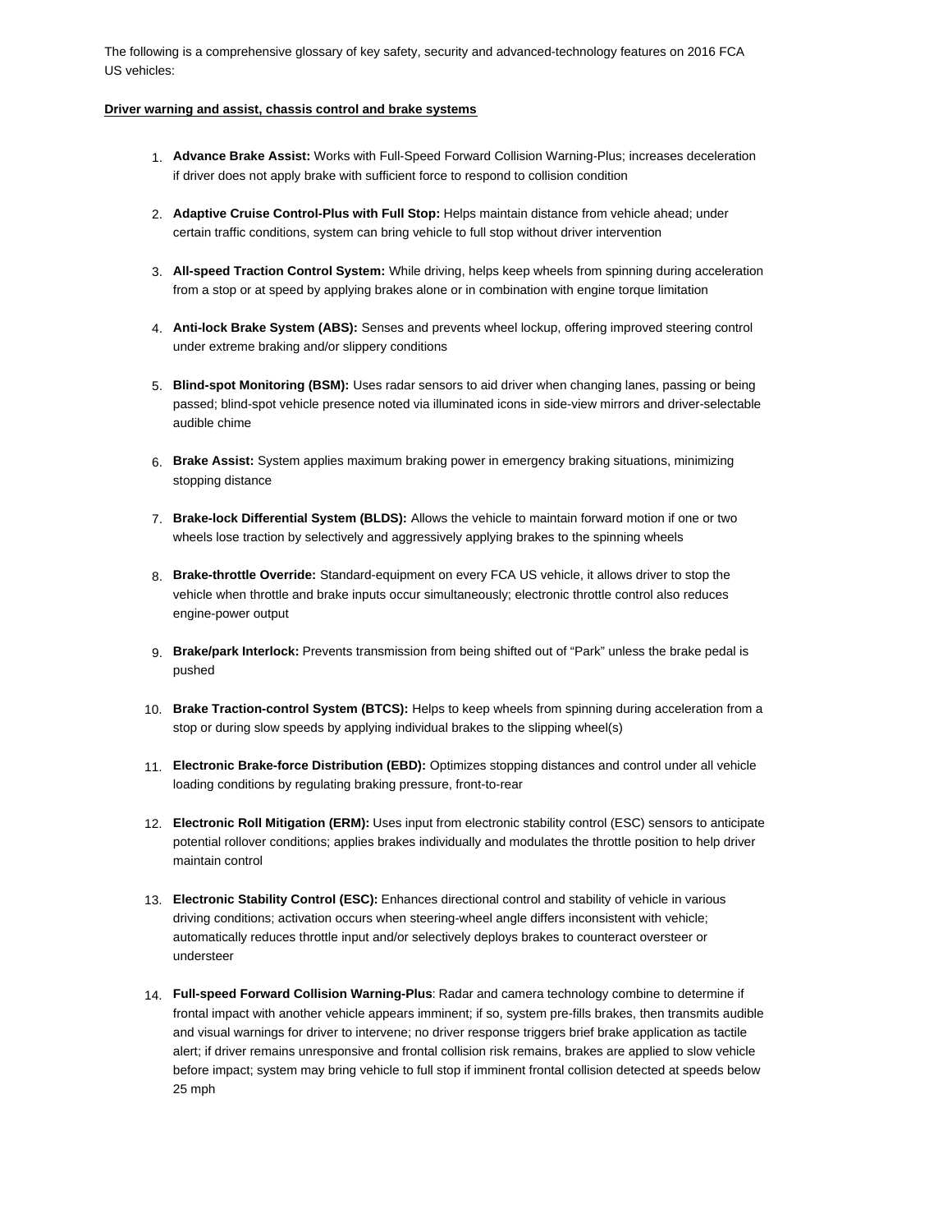The following is a comprehensive glossary of key safety, security and advanced-technology features on 2016 FCA US vehicles:

**Driver warning and assist, chassis control and brake systems**

1. **Advance Brake Assist:** Works with Full-Speed Forward Collision Warning-Plus; increases deceleration if driver does not apply brake with sufficient force to respond to collision condition
2. **Adaptive Cruise Control-Plus with Full Stop:** Helps maintain distance from vehicle ahead; under certain traffic conditions, system can bring vehicle to full stop without driver intervention
3. **All-speed Traction Control System:** While driving, helps keep wheels from spinning during acceleration from a stop or at speed by applying brakes alone or in combination with engine torque limitation
4. **Anti-lock Brake System (ABS):** Senses and prevents wheel lockup, offering improved steering control under extreme braking and/or slippery conditions
5. **Blind-spot Monitoring (BSM):** Uses radar sensors to aid driver when changing lanes, passing or being passed; blind-spot vehicle presence noted via illuminated icons in side-view mirrors and driver-selectable audible chime
6. **Brake Assist:** System applies maximum braking power in emergency braking situations, minimizing stopping distance
7. **Brake-lock Differential System (BLDS):** Allows the vehicle to maintain forward motion if one or two wheels lose traction by selectively and aggressively applying brakes to the spinning wheels
8. **Brake-throttle Override:** Standard-equipment on every FCA US vehicle, it allows driver to stop the vehicle when throttle and brake inputs occur simultaneously; electronic throttle control also reduces engine-power output
9. **Brake/park Interlock:** Prevents transmission from being shifted out of "Park" unless the brake pedal is pushed
10. **Brake Traction-control System (BTCS):** Helps to keep wheels from spinning during acceleration from a stop or during slow speeds by applying individual brakes to the slipping wheel(s)
11. **Electronic Brake-force Distribution (EBD):** Optimizes stopping distances and control under all vehicle loading conditions by regulating braking pressure, front-to-rear
12. **Electronic Roll Mitigation (ERM):** Uses input from electronic stability control (ESC) sensors to anticipate potential rollover conditions; applies brakes individually and modulates the throttle position to help driver maintain control
13. **Electronic Stability Control (ESC):** Enhances directional control and stability of vehicle in various driving conditions; activation occurs when steering-wheel angle differs inconsistent with vehicle; automatically reduces throttle input and/or selectively deploys brakes to counteract oversteer or understeer
14. **Full-speed Forward Collision Warning-Plus**: Radar and camera technology combine to determine if frontal impact with another vehicle appears imminent; if so, system pre-fills brakes, then transmits audible and visual warnings for driver to intervene; no driver response triggers brief brake application as tactile alert; if driver remains unresponsive and frontal collision risk remains, brakes are applied to slow vehicle before impact; system may bring vehicle to full stop if imminent frontal collision detected at speeds below 25 mph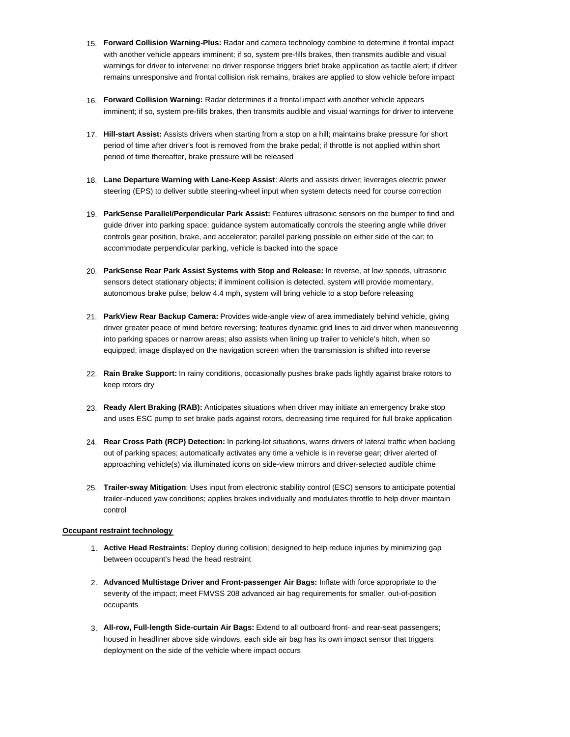15. **Forward Collision Warning-Plus:** Radar and camera technology combine to determine if frontal impact with another vehicle appears imminent; if so, system pre-fills brakes, then transmits audible and visual warnings for driver to intervene; no driver response triggers brief brake application as tactile alert; if driver remains unresponsive and frontal collision risk remains, brakes are applied to slow vehicle before impact

16. **Forward Collision Warning:** Radar determines if a frontal impact with another vehicle appears imminent; if so, system pre-fills brakes, then transmits audible and visual warnings for driver to intervene

17. **Hill-start Assist:** Assists drivers when starting from a stop on a hill; maintains brake pressure for short period of time after driver's foot is removed from the brake pedal; if throttle is not applied within short period of time thereafter, brake pressure will be released

18. **Lane Departure Warning with Lane-Keep Assist**: Alerts and assists driver; leverages electric power steering (EPS) to deliver subtle steering-wheel input when system detects need for course correction

19. **ParkSense Parallel/Perpendicular Park Assist:** Features ultrasonic sensors on the bumper to find and guide driver into parking space; guidance system automatically controls the steering angle while driver controls gear position, brake, and accelerator; parallel parking possible on either side of the car; to accommodate perpendicular parking, vehicle is backed into the space

20. **ParkSense Rear Park Assist Systems with Stop and Release:** In reverse, at low speeds, ultrasonic sensors detect stationary objects; if imminent collision is detected, system will provide momentary, autonomous brake pulse; below 4.4 mph, system will bring vehicle to a stop before releasing

21. **ParkView Rear Backup Camera:** Provides wide-angle view of area immediately behind vehicle, giving driver greater peace of mind before reversing; features dynamic grid lines to aid driver when maneuvering into parking spaces or narrow areas; also assists when lining up trailer to vehicle's hitch, when so equipped; image displayed on the navigation screen when the transmission is shifted into reverse

22. **Rain Brake Support:** In rainy conditions, occasionally pushes brake pads lightly against brake rotors to keep rotors dry

23. **Ready Alert Braking (RAB):** Anticipates situations when driver may initiate an emergency brake stop and uses ESC pump to set brake pads against rotors, decreasing time required for full brake application

24. **Rear Cross Path (RCP) Detection:** In parking-lot situations, warns drivers of lateral traffic when backing out of parking spaces; automatically activates any time a vehicle is in reverse gear; driver alerted of approaching vehicle(s) via illuminated icons on side-view mirrors and driver-selected audible chime

25. **Trailer-sway Mitigation**: Uses input from electronic stability control (ESC) sensors to anticipate potential trailer-induced yaw conditions; applies brakes individually and modulates throttle to help driver maintain control

**Occupant restraint technology**

1. **Active Head Restraints:** Deploy during collision; designed to help reduce injuries by minimizing gap between occupant's head the head restraint

2. **Advanced Multistage Driver and Front-passenger Air Bags:** Inflate with force appropriate to the severity of the impact; meet FMVSS 208 advanced air bag requirements for smaller, out-of-position occupants

3. **All-row, Full-length Side-curtain Air Bags:** Extend to all outboard front- and rear-seat passengers; housed in headliner above side windows, each side air bag has its own impact sensor that triggers deployment on the side of the vehicle where impact occurs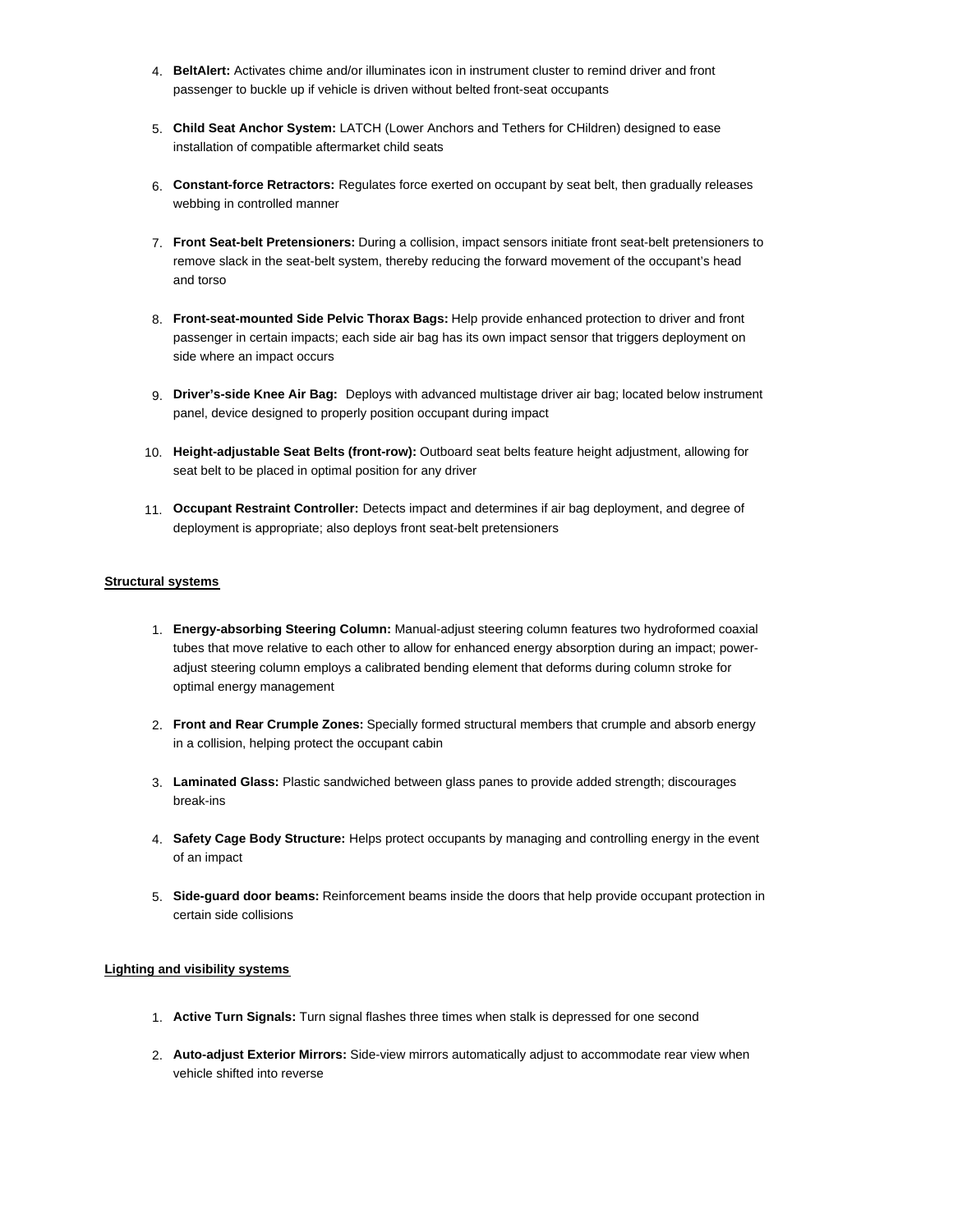4. **BeltAlert:** Activates chime and/or illuminates icon in instrument cluster to remind driver and front passenger to buckle up if vehicle is driven without belted front-seat occupants

5. **Child Seat Anchor System:** LATCH (Lower Anchors and Tethers for CHildren) designed to ease installation of compatible aftermarket child seats

6. **Constant-force Retractors:** Regulates force exerted on occupant by seat belt, then gradually releases webbing in controlled manner

7. **Front Seat-belt Pretensioners:** During a collision, impact sensors initiate front seat-belt pretensioners to remove slack in the seat-belt system, thereby reducing the forward movement of the occupant's head and torso

8. **Front-seat-mounted Side Pelvic Thorax Bags:** Help provide enhanced protection to driver and front passenger in certain impacts; each side air bag has its own impact sensor that triggers deployment on side where an impact occurs

9. **Driver's-side Knee Air Bag:** Deploys with advanced multistage driver air bag; located below instrument panel, device designed to properly position occupant during impact

10. **Height-adjustable Seat Belts (front-row):** Outboard seat belts feature height adjustment, allowing for seat belt to be placed in optimal position for any driver

11. **Occupant Restraint Controller:** Detects impact and determines if air bag deployment, and degree of deployment is appropriate; also deploys front seat-belt pretensioners

**Structural systems**

1. **Energy-absorbing Steering Column:** Manual-adjust steering column features two hydroformed coaxial tubes that move relative to each other to allow for enhanced energy absorption during an impact; power-adjust steering column employs a calibrated bending element that deforms during column stroke for optimal energy management

2. **Front and Rear Crumple Zones:** Specially formed structural members that crumple and absorb energy in a collision, helping protect the occupant cabin

3. **Laminated Glass:** Plastic sandwiched between glass panes to provide added strength; discourages break-ins

4. **Safety Cage Body Structure:** Helps protect occupants by managing and controlling energy in the event of an impact

5. **Side-guard door beams:** Reinforcement beams inside the doors that help provide occupant protection in certain side collisions

**Lighting and visibility systems**

1. **Active Turn Signals:** Turn signal flashes three times when stalk is depressed for one second

2. **Auto-adjust Exterior Mirrors:** Side-view mirrors automatically adjust to accommodate rear view when vehicle shifted into reverse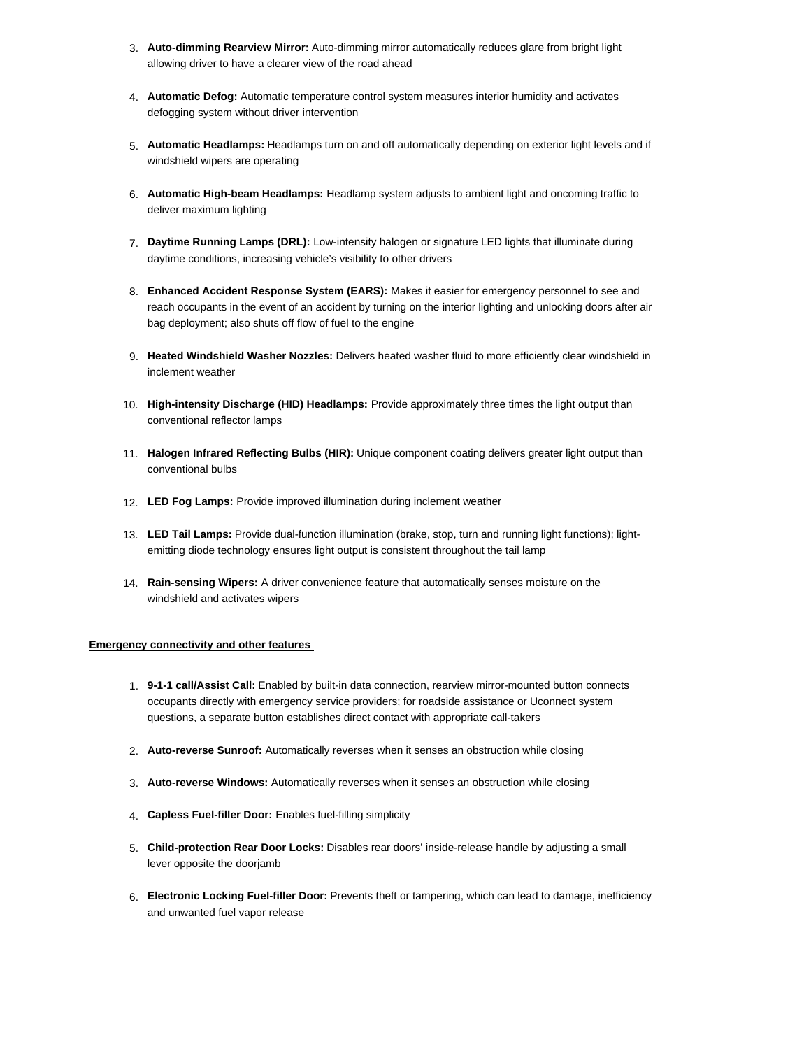3. **Auto-dimming Rearview Mirror:** Auto-dimming mirror automatically reduces glare from bright light allowing driver to have a clearer view of the road ahead

4. **Automatic Defog:** Automatic temperature control system measures interior humidity and activates defogging system without driver intervention

5. **Automatic Headlamps:** Headlamps turn on and off automatically depending on exterior light levels and if windshield wipers are operating

6. **Automatic High-beam Headlamps:** Headlamp system adjusts to ambient light and oncoming traffic to deliver maximum lighting

7. **Daytime Running Lamps (DRL):** Low-intensity halogen or signature LED lights that illuminate during daytime conditions, increasing vehicle's visibility to other drivers

8. **Enhanced Accident Response System (EARS):** Makes it easier for emergency personnel to see and reach occupants in the event of an accident by turning on the interior lighting and unlocking doors after air bag deployment; also shuts off flow of fuel to the engine

9. **Heated Windshield Washer Nozzles:** Delivers heated washer fluid to more efficiently clear windshield in inclement weather

10. **High-intensity Discharge (HID) Headlamps:** Provide approximately three times the light output than conventional reflector lamps

11. **Halogen Infrared Reflecting Bulbs (HIR):** Unique component coating delivers greater light output than conventional bulbs

12. **LED Fog Lamps:** Provide improved illumination during inclement weather

13. **LED Tail Lamps:** Provide dual-function illumination (brake, stop, turn and running light functions); light-emitting diode technology ensures light output is consistent throughout the tail lamp

14. **Rain-sensing Wipers:** A driver convenience feature that automatically senses moisture on the windshield and activates wipers

**Emergency connectivity and other features**

1. **9-1-1 call/Assist Call:** Enabled by built-in data connection, rearview mirror-mounted button connects occupants directly with emergency service providers; for roadside assistance or Uconnect system questions, a separate button establishes direct contact with appropriate call-takers

2. **Auto-reverse Sunroof:** Automatically reverses when it senses an obstruction while closing

3. **Auto-reverse Windows:** Automatically reverses when it senses an obstruction while closing

4. **Capless Fuel-filler Door:** Enables fuel-filling simplicity

5. **Child-protection Rear Door Locks:** Disables rear doors' inside-release handle by adjusting a small lever opposite the doorjamb

6. **Electronic Locking Fuel-filler Door:** Prevents theft or tampering, which can lead to damage, inefficiency and unwanted fuel vapor release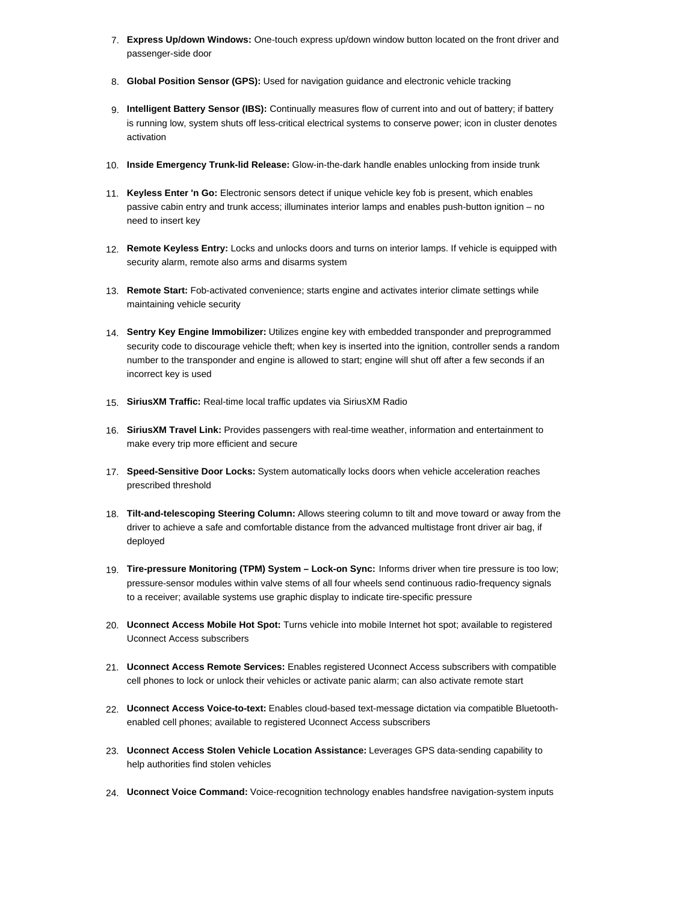7. **Express Up/down Windows:** One-touch express up/down window button located on the front driver and passenger-side door

8. **Global Position Sensor (GPS):** Used for navigation guidance and electronic vehicle tracking

9. **Intelligent Battery Sensor (IBS):** Continually measures flow of current into and out of battery; if battery is running low, system shuts off less-critical electrical systems to conserve power; icon in cluster denotes activation

10. **Inside Emergency Trunk-lid Release:** Glow-in-the-dark handle enables unlocking from inside trunk

11. **Keyless Enter 'n Go:** Electronic sensors detect if unique vehicle key fob is present, which enables passive cabin entry and trunk access; illuminates interior lamps and enables push-button ignition – no need to insert key

12. **Remote Keyless Entry:** Locks and unlocks doors and turns on interior lamps. If vehicle is equipped with security alarm, remote also arms and disarms system

13. **Remote Start:** Fob-activated convenience; starts engine and activates interior climate settings while maintaining vehicle security

14. **Sentry Key Engine Immobilizer:** Utilizes engine key with embedded transponder and preprogrammed security code to discourage vehicle theft; when key is inserted into the ignition, controller sends a random number to the transponder and engine is allowed to start; engine will shut off after a few seconds if an incorrect key is used

15. **SiriusXM Traffic:** Real-time local traffic updates via SiriusXM Radio

16. **SiriusXM Travel Link:** Provides passengers with real-time weather, information and entertainment to make every trip more efficient and secure

17. **Speed-Sensitive Door Locks:** System automatically locks doors when vehicle acceleration reaches prescribed threshold

18. **Tilt-and-telescoping Steering Column:** Allows steering column to tilt and move toward or away from the driver to achieve a safe and comfortable distance from the advanced multistage front driver air bag, if deployed

19. **Tire-pressure Monitoring (TPM) System – Lock-on Sync:** Informs driver when tire pressure is too low; pressure-sensor modules within valve stems of all four wheels send continuous radio-frequency signals to a receiver; available systems use graphic display to indicate tire-specific pressure

20. **Uconnect Access Mobile Hot Spot:** Turns vehicle into mobile Internet hot spot; available to registered Uconnect Access subscribers

21. **Uconnect Access Remote Services:** Enables registered Uconnect Access subscribers with compatible cell phones to lock or unlock their vehicles or activate panic alarm; can also activate remote start

22. **Uconnect Access Voice-to-text:** Enables cloud-based text-message dictation via compatible Bluetooth-enabled cell phones; available to registered Uconnect Access subscribers

23. **Uconnect Access Stolen Vehicle Location Assistance:** Leverages GPS data-sending capability to help authorities find stolen vehicles

24. **Uconnect Voice Command:** Voice-recognition technology enables handsfree navigation-system inputs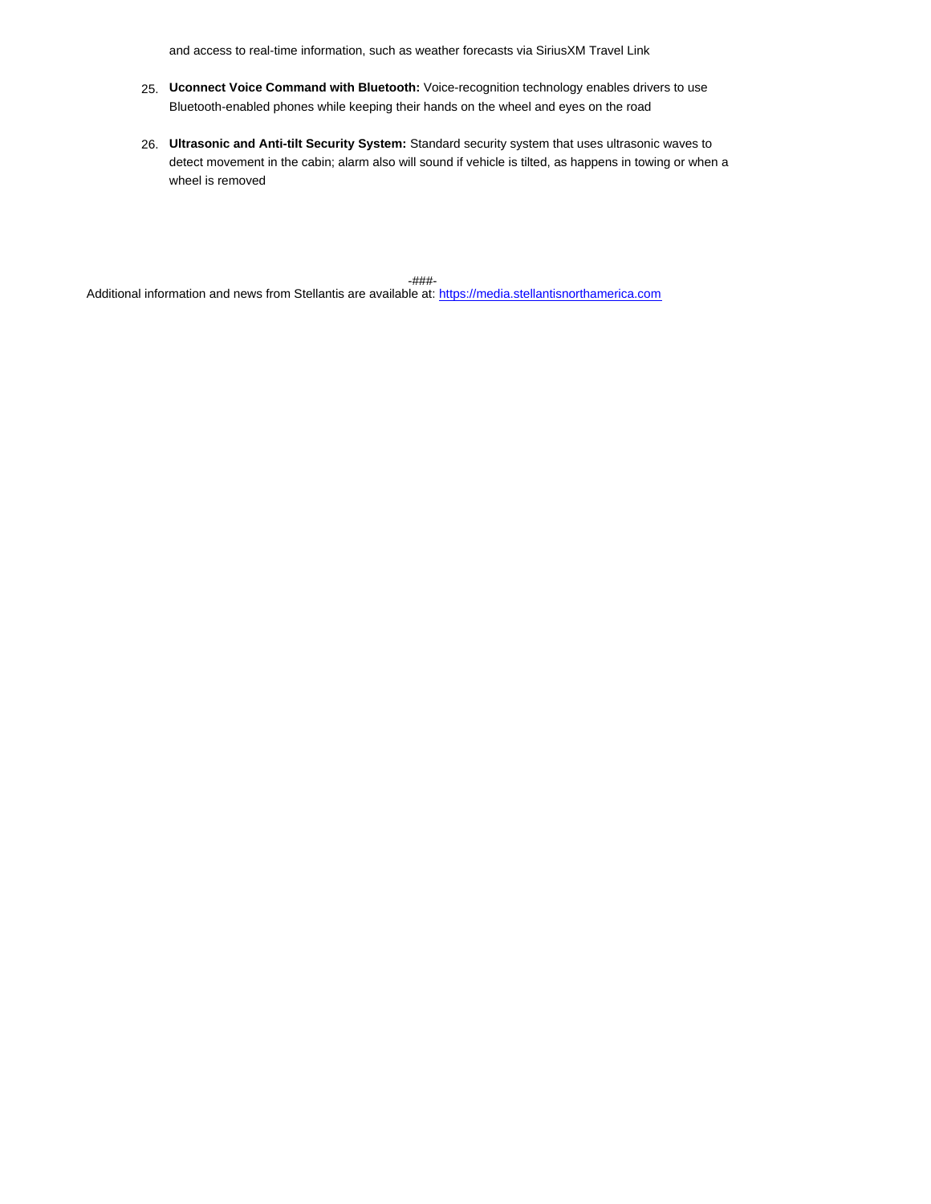and access to real-time information, such as weather forecasts via SiriusXM Travel Link

25. **Uconnect Voice Command with Bluetooth:** Voice-recognition technology enables drivers to use Bluetooth-enabled phones while keeping their hands on the wheel and eyes on the road

26. **Ultrasonic and Anti-tilt Security System:** Standard security system that uses ultrasonic waves to detect movement in the cabin; alarm also will sound if vehicle is tilted, as happens in towing or when a wheel is removed

-###-

Additional information and news from Stellantis are available at: https://media.stellantisnorthamerica.com